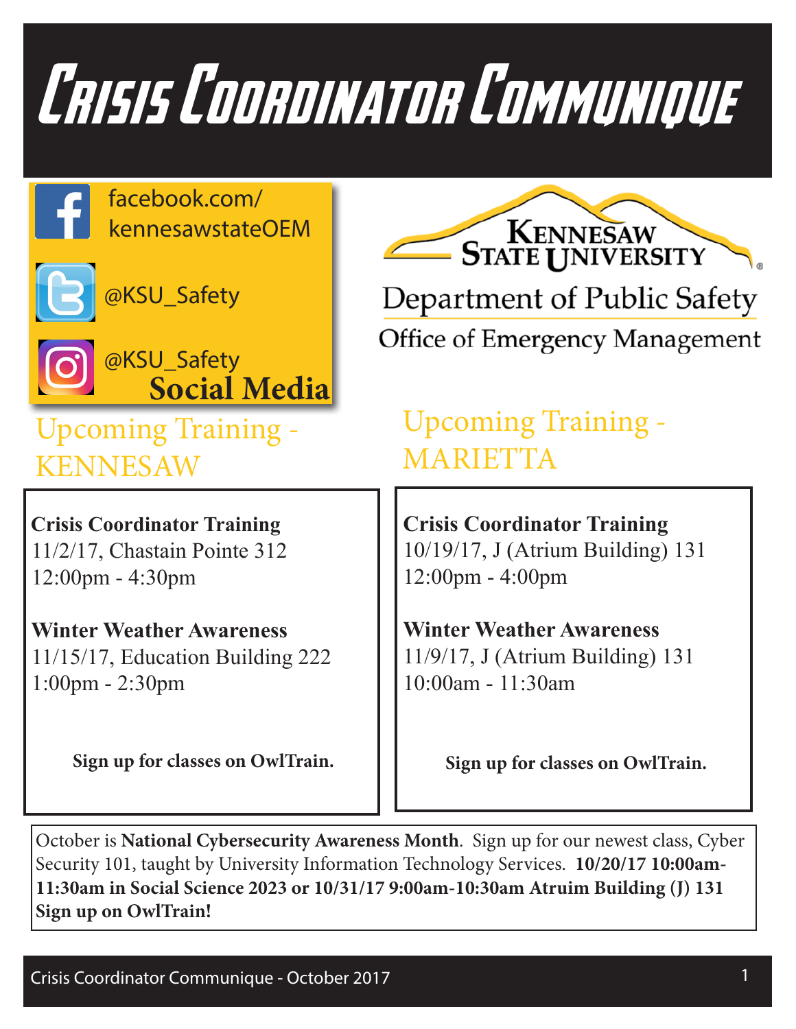# Crisis Coordinator Communique

**Social Media**

facebook.com/kennesawstateOEM

@KSU_Safety

@KSU_Safety

Kennesaw State University

Department of Public Safety

Office of Emergency Management

## Upcoming Training - KENNESAW

**Crisis Coordinator Training**
11/2/17, Chastain Pointe 312
12:00pm - 4:30pm

**Winter Weather Awareness**
11/15/17, Education Building 222
1:00pm - 2:30pm

**Sign up for classes on OwlTrain.**

## Upcoming Training - MARIETTA

**Crisis Coordinator Training**
10/19/17, J (Atrium Building) 131
12:00pm - 4:00pm

**Winter Weather Awareness**
11/9/17, J (Atrium Building) 131
10:00am - 11:30am

**Sign up for classes on OwlTrain.**

October is **National Cybersecurity Awareness Month**. Sign up for our newest class, Cyber Security 101, taught by University Information Technology Services. **10/20/17 10:00am-11:30am in Social Science 2023 or 10/31/17 9:00am-10:30am Atruim Building (J) 131 Sign up on OwlTrain!**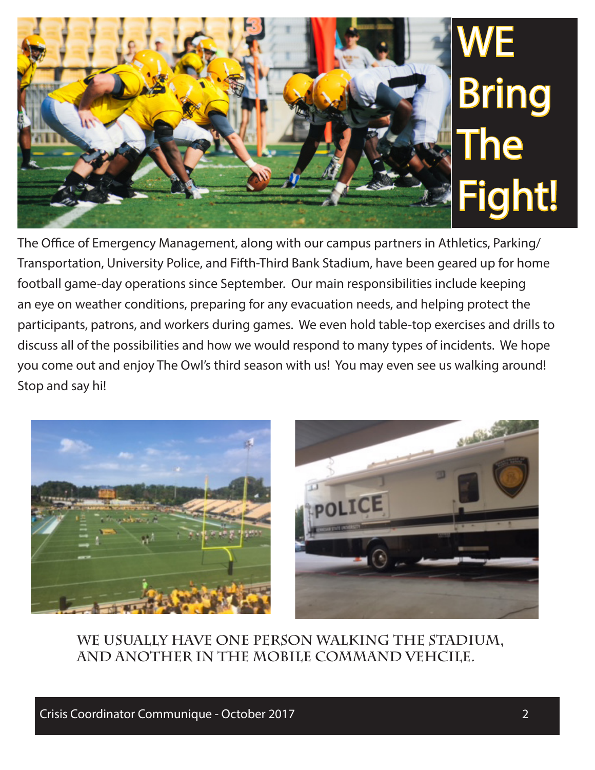# WE Bring The Fight!

The Office of Emergency Management, along with our campus partners in Athletics, Parking/ Transportation, University Police, and Fifth-Third Bank Stadium, have been geared up for home football game-day operations since September. Our main responsibilities include keeping an eye on weather conditions, preparing for any evacuation needs, and helping protect the participants, patrons, and workers during games. We even hold table-top exercises and drills to discuss all of the possibilities and how we would respond to many types of incidents. We hope you come out and enjoy The Owl's third season with us! You may even see us walking around! Stop and say hi!

**We usually have one person walking the stadium, and another in the mobile command vehcile.**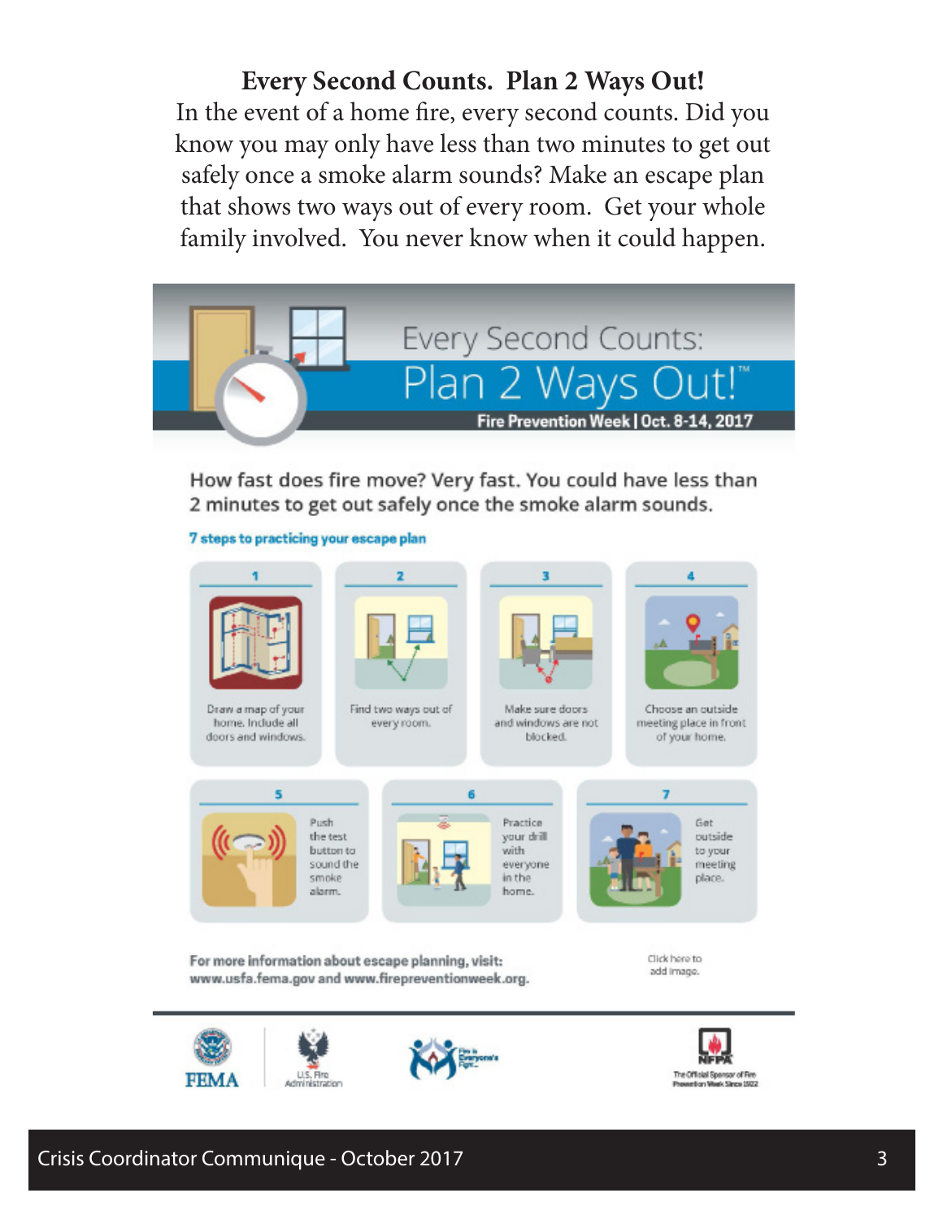**Every Second Counts. Plan 2 Ways Out!**

In the event of a home fire, every second counts. Did you know you may only have less than two minutes to get out safely once a smoke alarm sounds? Make an escape plan that shows two ways out of every room. Get your whole family involved. You never know when it could happen.

# Every Second Counts: Plan 2 Ways Out!™

**Fire Prevention Week | Oct. 8-14, 2017**

How fast does fire move? Very fast. You could have less than 2 minutes to get out safely once the smoke alarm sounds.

**7 steps to practicing your escape plan**

1. Draw a map of your home. Include all doors and windows.
2. Find two ways out of every room.
3. Make sure doors and windows are not blocked.
4. Choose an outside meeting place in front of your home.
5. Push the test button to sound the smoke alarm.
6. Practice your drill with everyone in the home.
7. Get outside to your meeting place.

For more information about escape planning, visit: www.usfa.fema.gov and www.firepreventionweek.org.

Click here to add image.

FEMA | U.S. Fire Administration | Fire is Everyone's Fight | NFPA The Official Sponsor of Fire Prevention Week Since 1922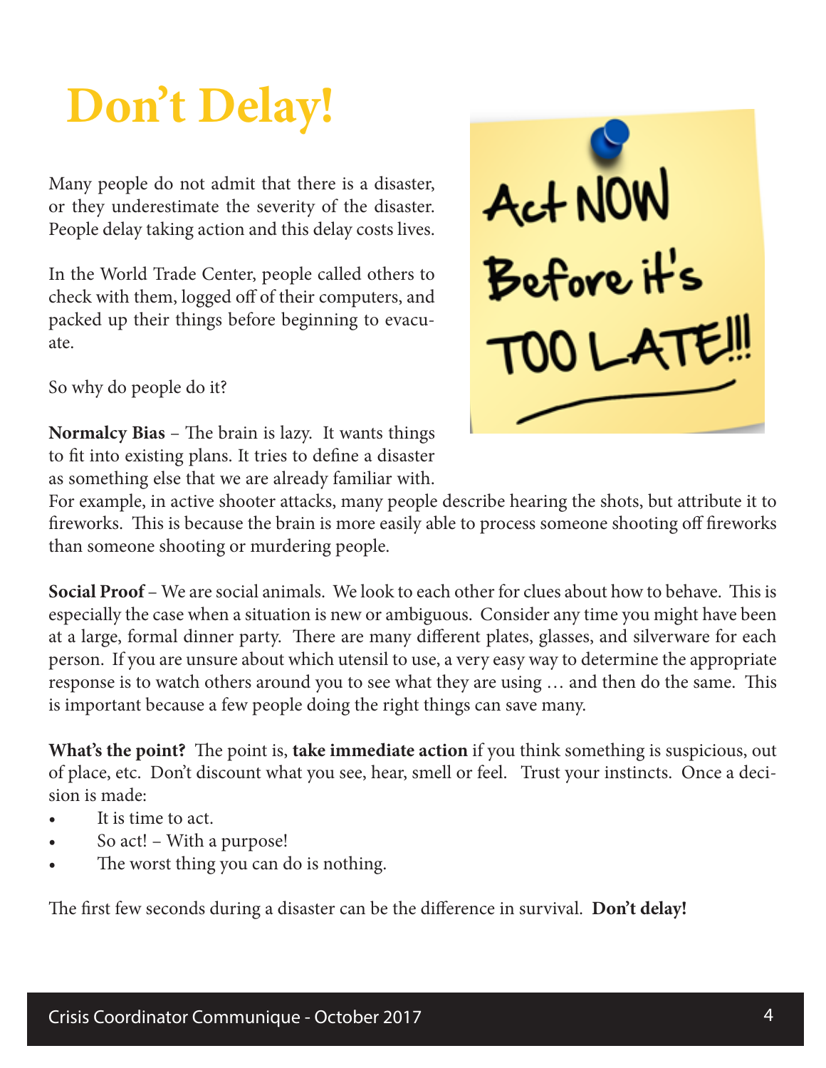# Don't Delay!

Many people do not admit that there is a disaster, or they underestimate the severity of the disaster. People delay taking action and this delay costs lives.

In the World Trade Center, people called others to check with them, logged off of their computers, and packed up their things before beginning to evacuate.

So why do people do it?

**Normalcy Bias** – The brain is lazy. It wants things to fit into existing plans. It tries to define a disaster as something else that we are already familiar with. For example, in active shooter attacks, many people describe hearing the shots, but attribute it to fireworks. This is because the brain is more easily able to process someone shooting off fireworks than someone shooting or murdering people.

**Social Proof** – We are social animals. We look to each other for clues about how to behave. This is especially the case when a situation is new or ambiguous. Consider any time you might have been at a large, formal dinner party. There are many different plates, glasses, and silverware for each person. If you are unsure about which utensil to use, a very easy way to determine the appropriate response is to watch others around you to see what they are using … and then do the same. This is important because a few people doing the right things can save many.

**What's the point?** The point is, **take immediate action** if you think something is suspicious, out of place, etc. Don't discount what you see, hear, smell or feel. Trust your instincts. Once a decision is made:

- It is time to act.
- So act! – With a purpose!
- The worst thing you can do is nothing.

The first few seconds during a disaster can be the difference in survival. **Don't delay!**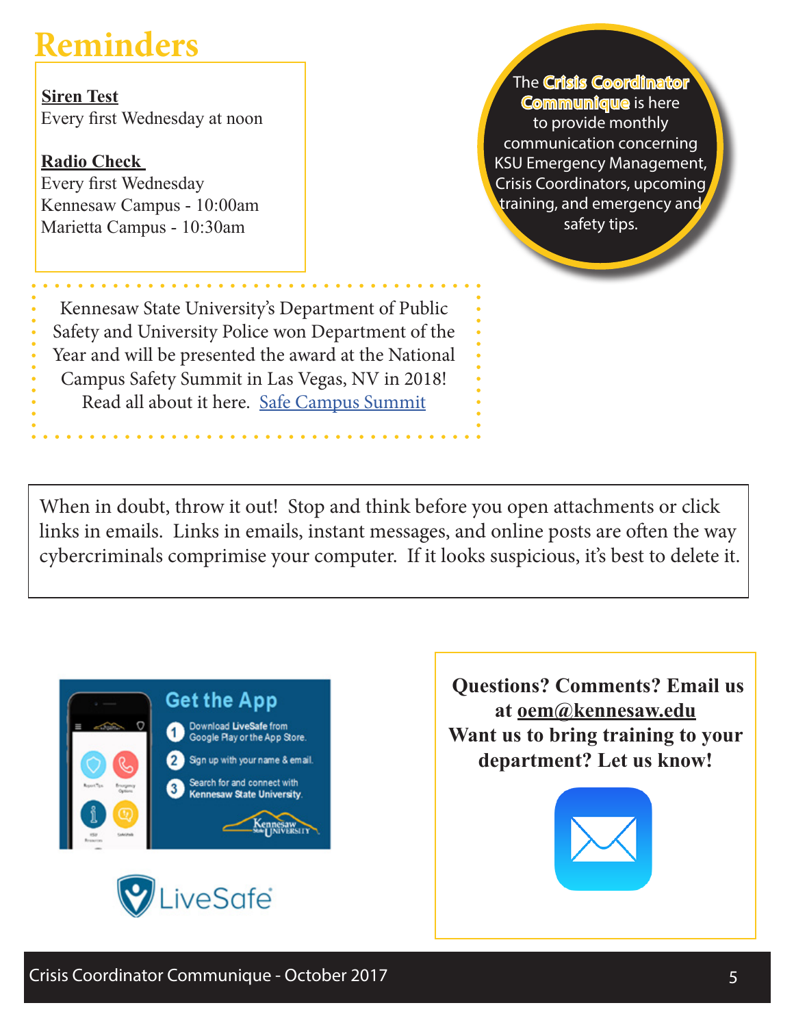# Reminders

**Siren Test**
Every first Wednesday at noon

**Radio Check**
Every first Wednesday
Kennesaw Campus - 10:00am
Marietta Campus - 10:30am

The **Crisis Coordinator Communique** is here to provide monthly communication concerning KSU Emergency Management, Crisis Coordinators, upcoming training, and emergency and safety tips.

Kennesaw State University's Department of Public Safety and University Police won Department of the Year and will be presented the award at the National Campus Safety Summit in Las Vegas, NV in 2018! Read all about it here. Safe Campus Summit

When in doubt, throw it out! Stop and think before you open attachments or click links in emails. Links in emails, instant messages, and online posts are often the way cybercriminals comprimise your computer. If it looks suspicious, it's best to delete it.

**Get the App**

1. Download **LiveSafe** from Google Play or the App Store.
2. Sign up with your name & email.
3. Search for and connect with **Kennesaw State University.**

LiveSafe

**Questions? Comments? Email us at oem@kennesaw.edu**
**Want us to bring training to your department? Let us know!**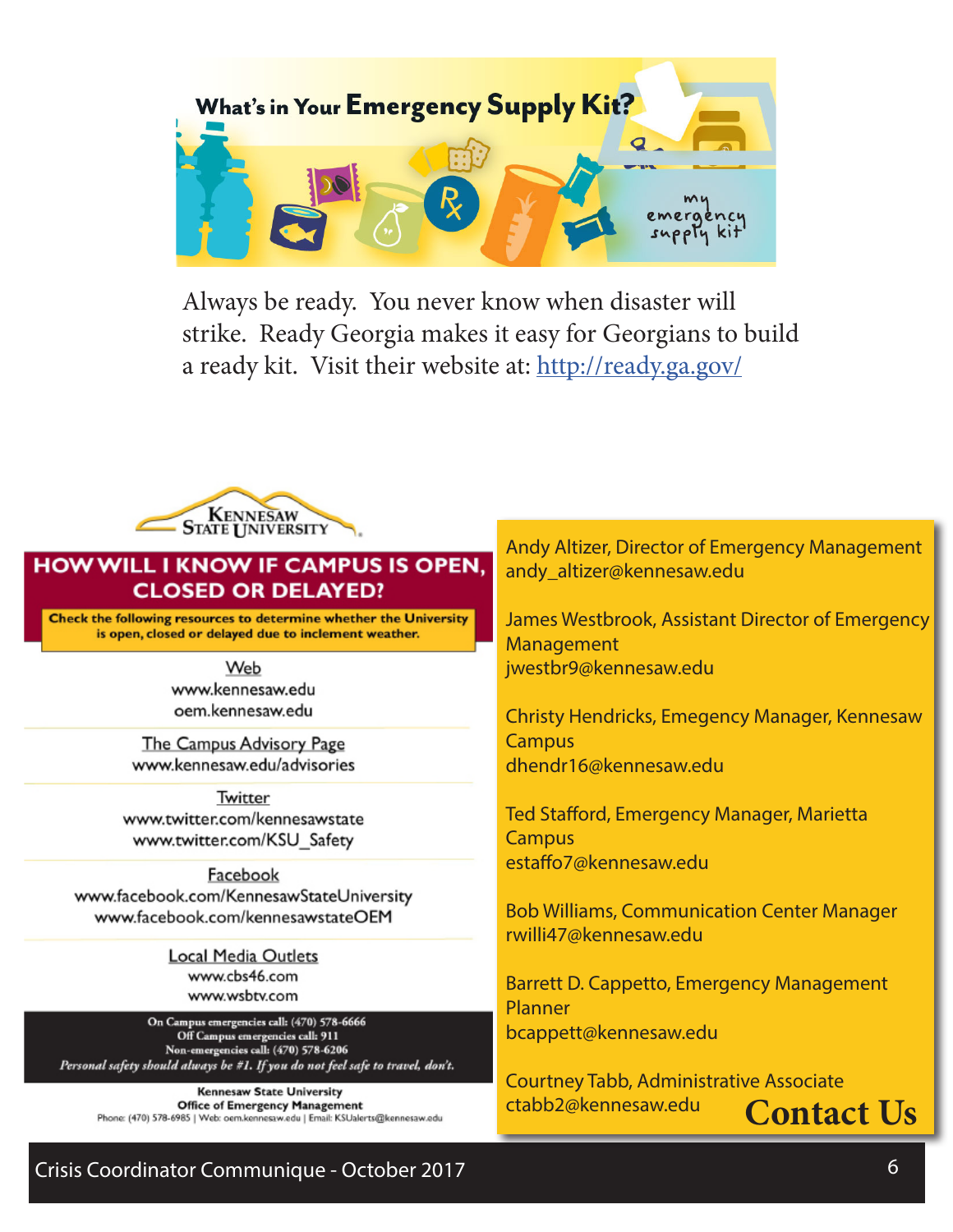## What's in Your Emergency Supply Kit?

Always be ready. You never know when disaster will strike. Ready Georgia makes it easy for Georgians to build a ready kit. Visit their website at: http://ready.ga.gov/

Kennesaw State University

## HOW WILL I KNOW IF CAMPUS IS OPEN, CLOSED OR DELAYED?

**Check the following resources to determine whether the University is open, closed or delayed due to inclement weather.**

Web
www.kennesaw.edu
oem.kennesaw.edu

The Campus Advisory Page
www.kennesaw.edu/advisories

Twitter
www.twitter.com/kennesawstate
www.twitter.com/KSU_Safety

Facebook
www.facebook.com/KennesawStateUniversity
www.facebook.com/kennesawstateOEM

Local Media Outlets
www.cbs46.com
www.wsbtv.com

On Campus emergencies call: (470) 578-6666
Off Campus emergencies call: 911
Non-emergencies call: (470) 578-6206
*Personal safety should always be #1. If you do not feel safe to travel, don't.*

Kennesaw State University
Office of Emergency Management
Phone: (470) 578-6985 | Web: oem.kennesaw.edu | Email: KSUalerts@kennesaw.edu

## Contact Us

Andy Altizer, Director of Emergency Management
andy_altizer@kennesaw.edu

James Westbrook, Assistant Director of Emergency Management
jwestbr9@kennesaw.edu

Christy Hendricks, Emegency Manager, Kennesaw Campus
dhendr16@kennesaw.edu

Ted Stafford, Emergency Manager, Marietta Campus
estaffo7@kennesaw.edu

Bob Williams, Communication Center Manager
rwilli47@kennesaw.edu

Barrett D. Cappetto, Emergency Management Planner
bcappett@kennesaw.edu

Courtney Tabb, Administrative Associate
ctabb2@kennesaw.edu